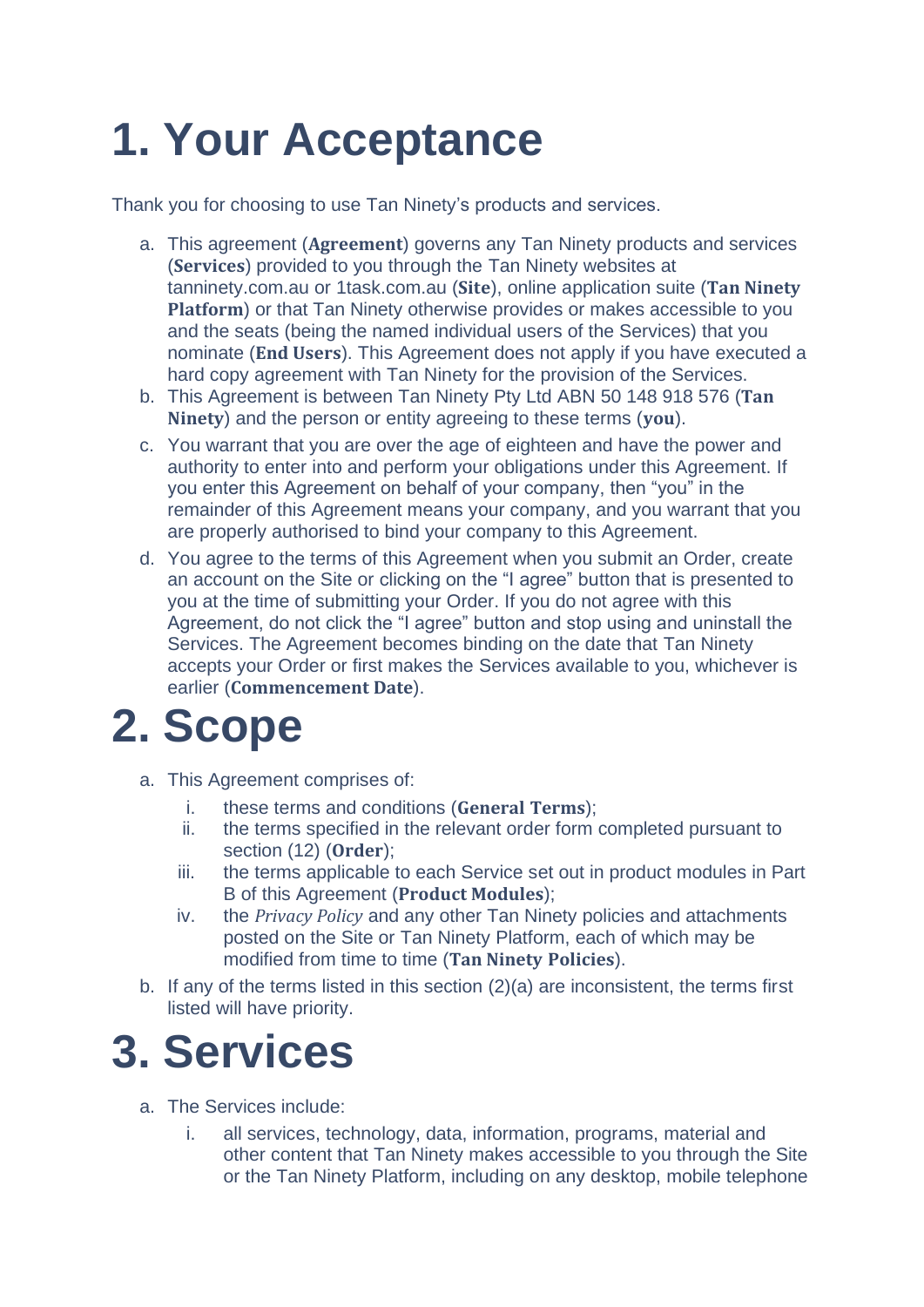# 1. Your Acceptance

Thank you for choosing to use Tan Ninety's products and services.

a. This agreement (**Agreement**) governs any Tan Ninety products and services (**Services**) provided to you through the Tan Ninety websites at tanninety.com.au or 1task.com.au (**Site**), online application suite (**Tan Ninety Platform**) or that Tan Ninety otherwise provides or makes accessible to you and the seats (being the named individual users of the Services) that you nominate (**End Users**). This Agreement does not apply if you have executed a hard copy agreement with Tan Ninety for the provision of the Services.

b. This Agreement is between Tan Ninety Pty Ltd ABN 50 148 918 576 (**Tan Ninety**) and the person or entity agreeing to these terms (**you**).

c. You warrant that you are over the age of eighteen and have the power and authority to enter into and perform your obligations under this Agreement. If you enter this Agreement on behalf of your company, then "you" in the remainder of this Agreement means your company, and you warrant that you are properly authorised to bind your company to this Agreement.

d. You agree to the terms of this Agreement when you submit an Order, create an account on the Site or clicking on the "I agree" button that is presented to you at the time of submitting your Order. If you do not agree with this Agreement, do not click the "I agree" button and stop using and uninstall the Services. The Agreement becomes binding on the date that Tan Ninety accepts your Order or first makes the Services available to you, whichever is earlier (**Commencement Date**).

# 2. Scope

a. This Agreement comprises of:

   i. these terms and conditions (**General Terms**);
   ii. the terms specified in the relevant order form completed pursuant to section (12) (**Order**);
   iii. the terms applicable to each Service set out in product modules in Part B of this Agreement (**Product Modules**);
   iv. the *Privacy Policy* and any other Tan Ninety policies and attachments posted on the Site or Tan Ninety Platform, each of which may be modified from time to time (**Tan Ninety Policies**).

b. If any of the terms listed in this section (2)(a) are inconsistent, the terms first listed will have priority.

# 3. Services

a. The Services include:

   i. all services, technology, data, information, programs, material and other content that Tan Ninety makes accessible to you through the Site or the Tan Ninety Platform, including on any desktop, mobile telephone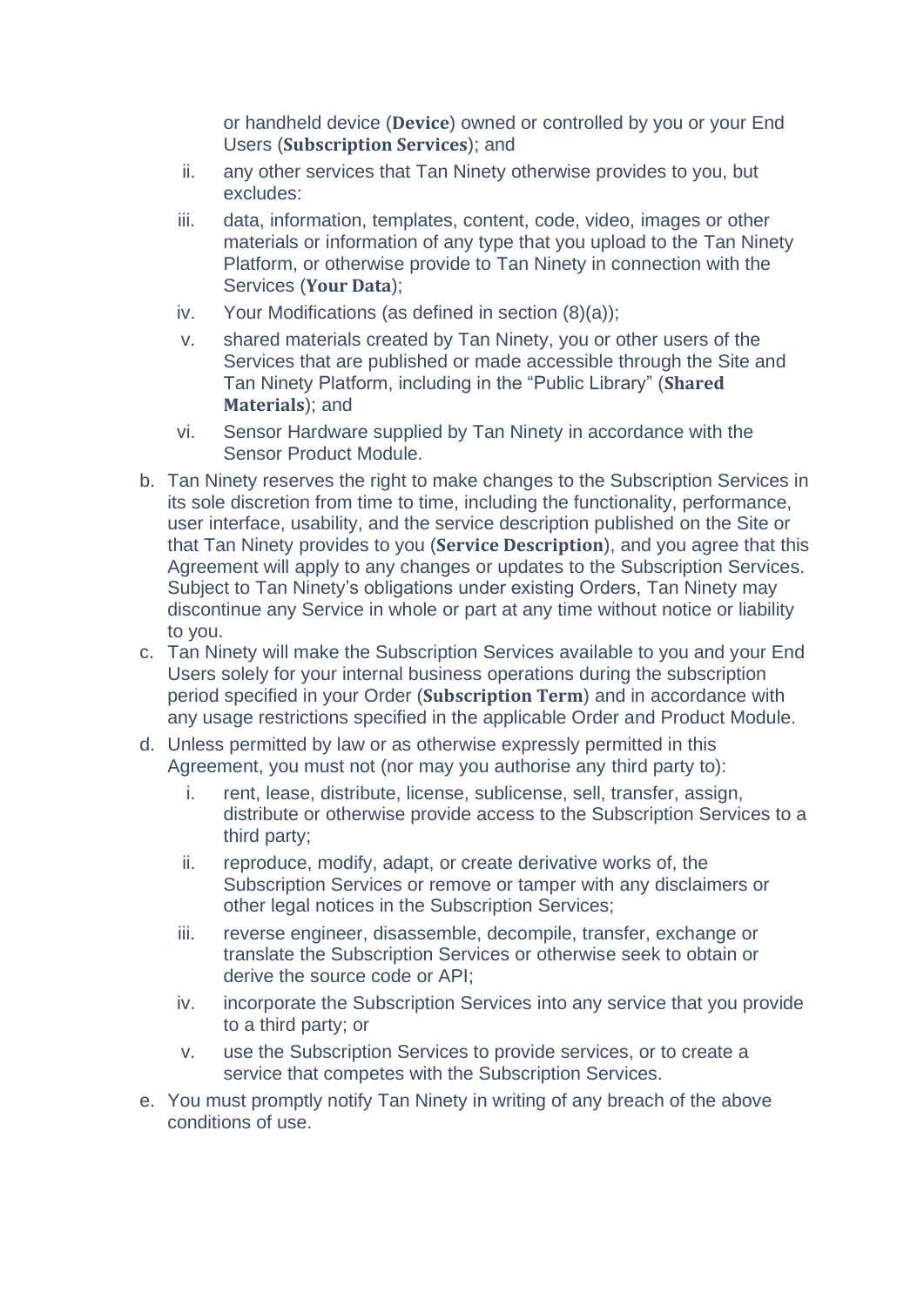or handheld device (**Device**) owned or controlled by you or your End Users (**Subscription Services**); and

   ii. any other services that Tan Ninety otherwise provides to you, but excludes:

   iii. data, information, templates, content, code, video, images or other materials or information of any type that you upload to the Tan Ninety Platform, or otherwise provide to Tan Ninety in connection with the Services (**Your Data**);

   iv. Your Modifications (as defined in section (8)(a));

   v. shared materials created by Tan Ninety, you or other users of the Services that are published or made accessible through the Site and Tan Ninety Platform, including in the "Public Library" (**Shared Materials**); and

   vi. Sensor Hardware supplied by Tan Ninety in accordance with the Sensor Product Module.

b. Tan Ninety reserves the right to make changes to the Subscription Services in its sole discretion from time to time, including the functionality, performance, user interface, usability, and the service description published on the Site or that Tan Ninety provides to you (**Service Description**), and you agree that this Agreement will apply to any changes or updates to the Subscription Services. Subject to Tan Ninety's obligations under existing Orders, Tan Ninety may discontinue any Service in whole or part at any time without notice or liability to you.

c. Tan Ninety will make the Subscription Services available to you and your End Users solely for your internal business operations during the subscription period specified in your Order (**Subscription Term**) and in accordance with any usage restrictions specified in the applicable Order and Product Module.

d. Unless permitted by law or as otherwise expressly permitted in this Agreement, you must not (nor may you authorise any third party to):

   i. rent, lease, distribute, license, sublicense, sell, transfer, assign, distribute or otherwise provide access to the Subscription Services to a third party;

   ii. reproduce, modify, adapt, or create derivative works of, the Subscription Services or remove or tamper with any disclaimers or other legal notices in the Subscription Services;

   iii. reverse engineer, disassemble, decompile, transfer, exchange or translate the Subscription Services or otherwise seek to obtain or derive the source code or API;

   iv. incorporate the Subscription Services into any service that you provide to a third party; or

   v. use the Subscription Services to provide services, or to create a service that competes with the Subscription Services.

e. You must promptly notify Tan Ninety in writing of any breach of the above conditions of use.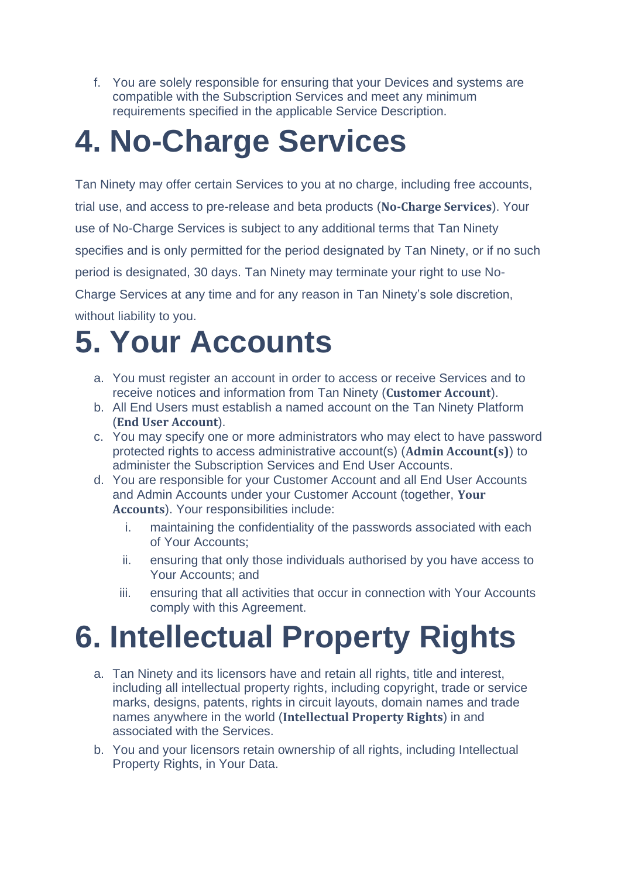f. You are solely responsible for ensuring that your Devices and systems are compatible with the Subscription Services and meet any minimum requirements specified in the applicable Service Description.

# 4. No-Charge Services

Tan Ninety may offer certain Services to you at no charge, including free accounts, trial use, and access to pre-release and beta products (**No-Charge Services**). Your use of No-Charge Services is subject to any additional terms that Tan Ninety specifies and is only permitted for the period designated by Tan Ninety, or if no such period is designated, 30 days. Tan Ninety may terminate your right to use No-Charge Services at any time and for any reason in Tan Ninety's sole discretion, without liability to you.

# 5. Your Accounts

a. You must register an account in order to access or receive Services and to receive notices and information from Tan Ninety (**Customer Account**).
b. All End Users must establish a named account on the Tan Ninety Platform (**End User Account**).
c. You may specify one or more administrators who may elect to have password protected rights to access administrative account(s) (**Admin Account(s)**) to administer the Subscription Services and End User Accounts.
d. You are responsible for your Customer Account and all End User Accounts and Admin Accounts under your Customer Account (together, **Your Accounts**). Your responsibilities include:
    i. maintaining the confidentiality of the passwords associated with each of Your Accounts;
    ii. ensuring that only those individuals authorised by you have access to Your Accounts; and
    iii. ensuring that all activities that occur in connection with Your Accounts comply with this Agreement.

# 6. Intellectual Property Rights

a. Tan Ninety and its licensors have and retain all rights, title and interest, including all intellectual property rights, including copyright, trade or service marks, designs, patents, rights in circuit layouts, domain names and trade names anywhere in the world (**Intellectual Property Rights**) in and associated with the Services.
b. You and your licensors retain ownership of all rights, including Intellectual Property Rights, in Your Data.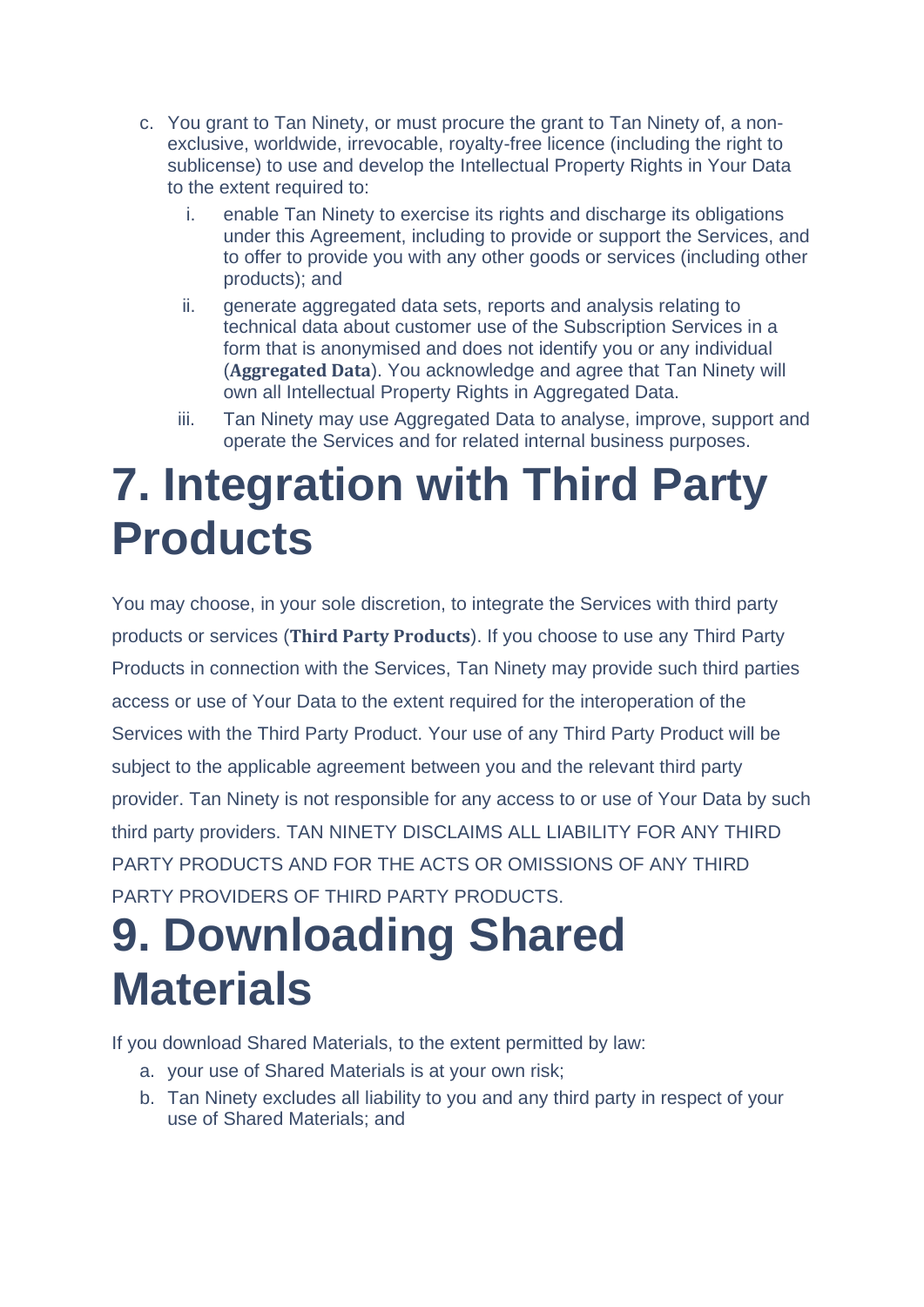c. You grant to Tan Ninety, or must procure the grant to Tan Ninety of, a non-exclusive, worldwide, irrevocable, royalty-free licence (including the right to sublicense) to use and develop the Intellectual Property Rights in Your Data to the extent required to:

   i. enable Tan Ninety to exercise its rights and discharge its obligations under this Agreement, including to provide or support the Services, and to offer to provide you with any other goods or services (including other products); and

   ii. generate aggregated data sets, reports and analysis relating to technical data about customer use of the Subscription Services in a form that is anonymised and does not identify you or any individual (**Aggregated Data**). You acknowledge and agree that Tan Ninety will own all Intellectual Property Rights in Aggregated Data.

   iii. Tan Ninety may use Aggregated Data to analyse, improve, support and operate the Services and for related internal business purposes.

# 7. Integration with Third Party Products

You may choose, in your sole discretion, to integrate the Services with third party products or services (**Third Party Products**). If you choose to use any Third Party Products in connection with the Services, Tan Ninety may provide such third parties access or use of Your Data to the extent required for the interoperation of the Services with the Third Party Product. Your use of any Third Party Product will be subject to the applicable agreement between you and the relevant third party provider. Tan Ninety is not responsible for any access to or use of Your Data by such third party providers. TAN NINETY DISCLAIMS ALL LIABILITY FOR ANY THIRD PARTY PRODUCTS AND FOR THE ACTS OR OMISSIONS OF ANY THIRD PARTY PROVIDERS OF THIRD PARTY PRODUCTS.

# 9. Downloading Shared Materials

If you download Shared Materials, to the extent permitted by law:

a. your use of Shared Materials is at your own risk;
b. Tan Ninety excludes all liability to you and any third party in respect of your use of Shared Materials; and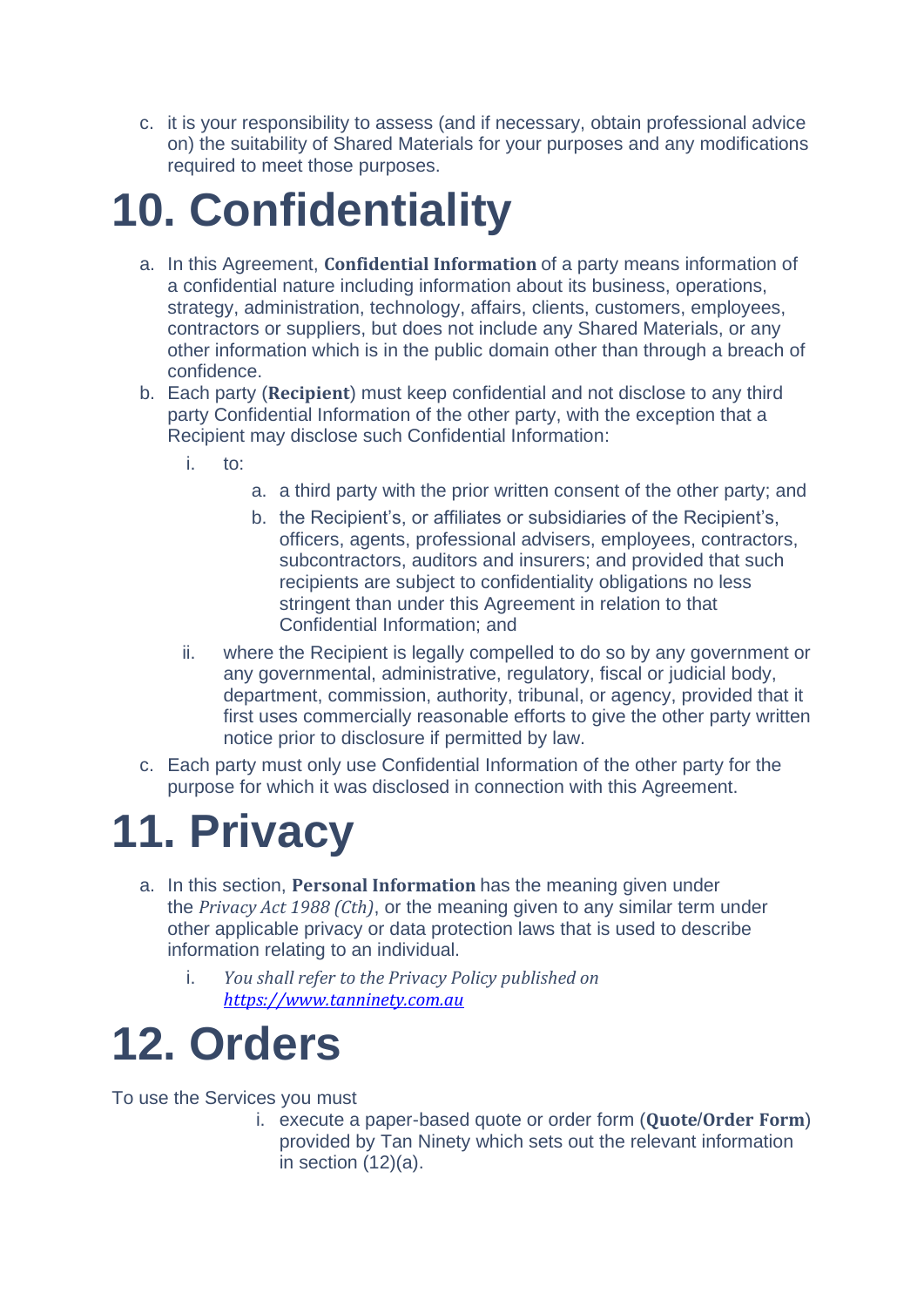c. it is your responsibility to assess (and if necessary, obtain professional advice on) the suitability of Shared Materials for your purposes and any modifications required to meet those purposes.

# 10. Confidentiality

a. In this Agreement, **Confidential Information** of a party means information of a confidential nature including information about its business, operations, strategy, administration, technology, affairs, clients, customers, employees, contractors or suppliers, but does not include any Shared Materials, or any other information which is in the public domain other than through a breach of confidence.

b. Each party (**Recipient**) must keep confidential and not disclose to any third party Confidential Information of the other party, with the exception that a Recipient may disclose such Confidential Information:

   i. to:

      a. a third party with the prior written consent of the other party; and

      b. the Recipient's, or affiliates or subsidiaries of the Recipient's, officers, agents, professional advisers, employees, contractors, subcontractors, auditors and insurers; and provided that such recipients are subject to confidentiality obligations no less stringent than under this Agreement in relation to that Confidential Information; and

   ii. where the Recipient is legally compelled to do so by any government or any governmental, administrative, regulatory, fiscal or judicial body, department, commission, authority, tribunal, or agency, provided that it first uses commercially reasonable efforts to give the other party written notice prior to disclosure if permitted by law.

c. Each party must only use Confidential Information of the other party for the purpose for which it was disclosed in connection with this Agreement.

# 11. Privacy

a. In this section, **Personal Information** has the meaning given under the *Privacy Act 1988 (Cth)*, or the meaning given to any similar term under other applicable privacy or data protection laws that is used to describe information relating to an individual.

   i. *You shall refer to the Privacy Policy published on [https://www.tanninety.com.au](https://www.tanninety.com.au)*

# 12. Orders

To use the Services you must

i. execute a paper-based quote or order form (**Quote/Order Form**) provided by Tan Ninety which sets out the relevant information in section (12)(a).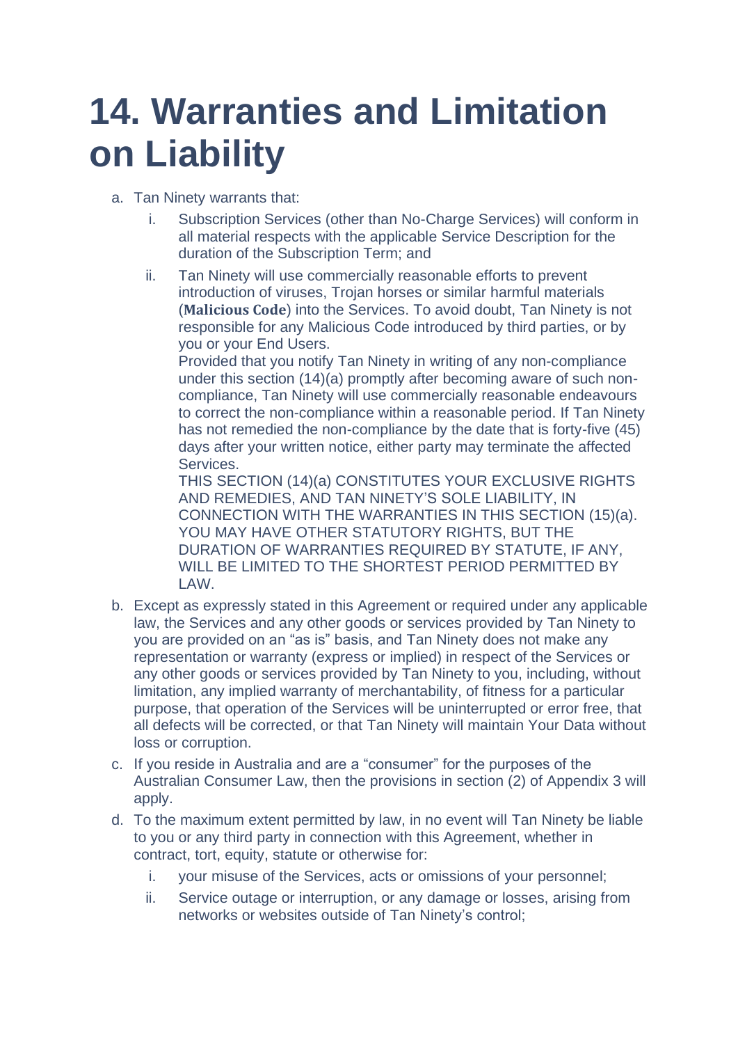# 14. Warranties and Limitation on Liability

a. Tan Ninety warrants that:

   i. Subscription Services (other than No-Charge Services) will conform in all material respects with the applicable Service Description for the duration of the Subscription Term; and

   ii. Tan Ninety will use commercially reasonable efforts to prevent introduction of viruses, Trojan horses or similar harmful materials (**Malicious Code**) into the Services. To avoid doubt, Tan Ninety is not responsible for any Malicious Code introduced by third parties, or by you or your End Users.

   Provided that you notify Tan Ninety in writing of any non-compliance under this section (14)(a) promptly after becoming aware of such non-compliance, Tan Ninety will use commercially reasonable endeavours to correct the non-compliance within a reasonable period. If Tan Ninety has not remedied the non-compliance by the date that is forty-five (45) days after your written notice, either party may terminate the affected Services.

   THIS SECTION (14)(a) CONSTITUTES YOUR EXCLUSIVE RIGHTS AND REMEDIES, AND TAN NINETY'S SOLE LIABILITY, IN CONNECTION WITH THE WARRANTIES IN THIS SECTION (15)(a). YOU MAY HAVE OTHER STATUTORY RIGHTS, BUT THE DURATION OF WARRANTIES REQUIRED BY STATUTE, IF ANY, WILL BE LIMITED TO THE SHORTEST PERIOD PERMITTED BY LAW.

b. Except as expressly stated in this Agreement or required under any applicable law, the Services and any other goods or services provided by Tan Ninety to you are provided on an "as is" basis, and Tan Ninety does not make any representation or warranty (express or implied) in respect of the Services or any other goods or services provided by Tan Ninety to you, including, without limitation, any implied warranty of merchantability, of fitness for a particular purpose, that operation of the Services will be uninterrupted or error free, that all defects will be corrected, or that Tan Ninety will maintain Your Data without loss or corruption.

c. If you reside in Australia and are a "consumer" for the purposes of the Australian Consumer Law, then the provisions in section (2) of Appendix 3 will apply.

d. To the maximum extent permitted by law, in no event will Tan Ninety be liable to you or any third party in connection with this Agreement, whether in contract, tort, equity, statute or otherwise for:

   i. your misuse of the Services, acts or omissions of your personnel;

   ii. Service outage or interruption, or any damage or losses, arising from networks or websites outside of Tan Ninety's control;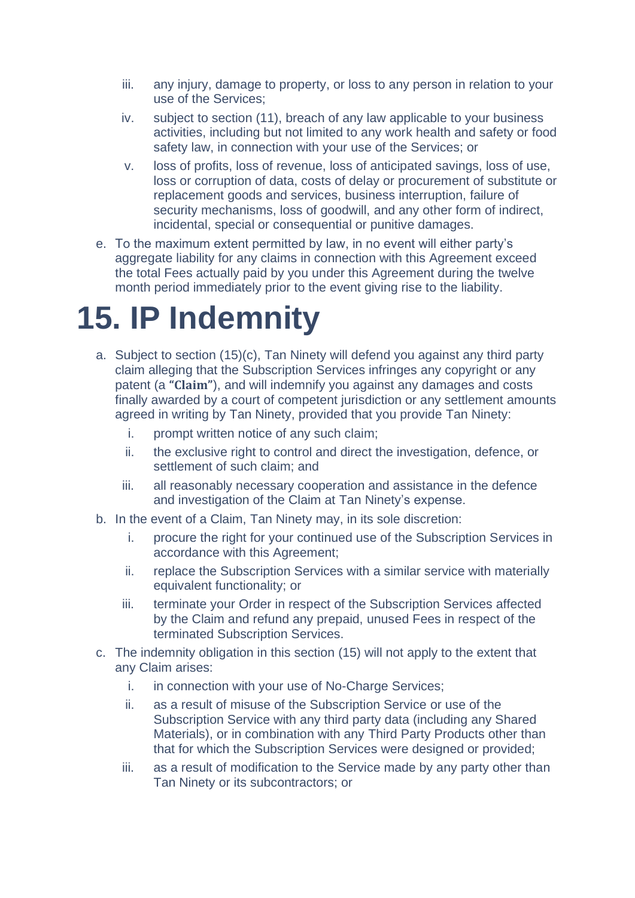iii. any injury, damage to property, or loss to any person in relation to your use of the Services;

   iv. subject to section (11), breach of any law applicable to your business activities, including but not limited to any work health and safety or food safety law, in connection with your use of the Services; or

   v. loss of profits, loss of revenue, loss of anticipated savings, loss of use, loss or corruption of data, costs of delay or procurement of substitute or replacement goods and services, business interruption, failure of security mechanisms, loss of goodwill, and any other form of indirect, incidental, special or consequential or punitive damages.

e. To the maximum extent permitted by law, in no event will either party's aggregate liability for any claims in connection with this Agreement exceed the total Fees actually paid by you under this Agreement during the twelve month period immediately prior to the event giving rise to the liability.

# 15. IP Indemnity

a. Subject to section (15)(c), Tan Ninety will defend you against any third party claim alleging that the Subscription Services infringes any copyright or any patent (a **"Claim"**), and will indemnify you against any damages and costs finally awarded by a court of competent jurisdiction or any settlement amounts agreed in writing by Tan Ninety, provided that you provide Tan Ninety:

   i. prompt written notice of any such claim;

   ii. the exclusive right to control and direct the investigation, defence, or settlement of such claim; and

   iii. all reasonably necessary cooperation and assistance in the defence and investigation of the Claim at Tan Ninety's expense.

b. In the event of a Claim, Tan Ninety may, in its sole discretion:

   i. procure the right for your continued use of the Subscription Services in accordance with this Agreement;

   ii. replace the Subscription Services with a similar service with materially equivalent functionality; or

   iii. terminate your Order in respect of the Subscription Services affected by the Claim and refund any prepaid, unused Fees in respect of the terminated Subscription Services.

c. The indemnity obligation in this section (15) will not apply to the extent that any Claim arises:

   i. in connection with your use of No-Charge Services;

   ii. as a result of misuse of the Subscription Service or use of the Subscription Service with any third party data (including any Shared Materials), or in combination with any Third Party Products other than that for which the Subscription Services were designed or provided;

   iii. as a result of modification to the Service made by any party other than Tan Ninety or its subcontractors; or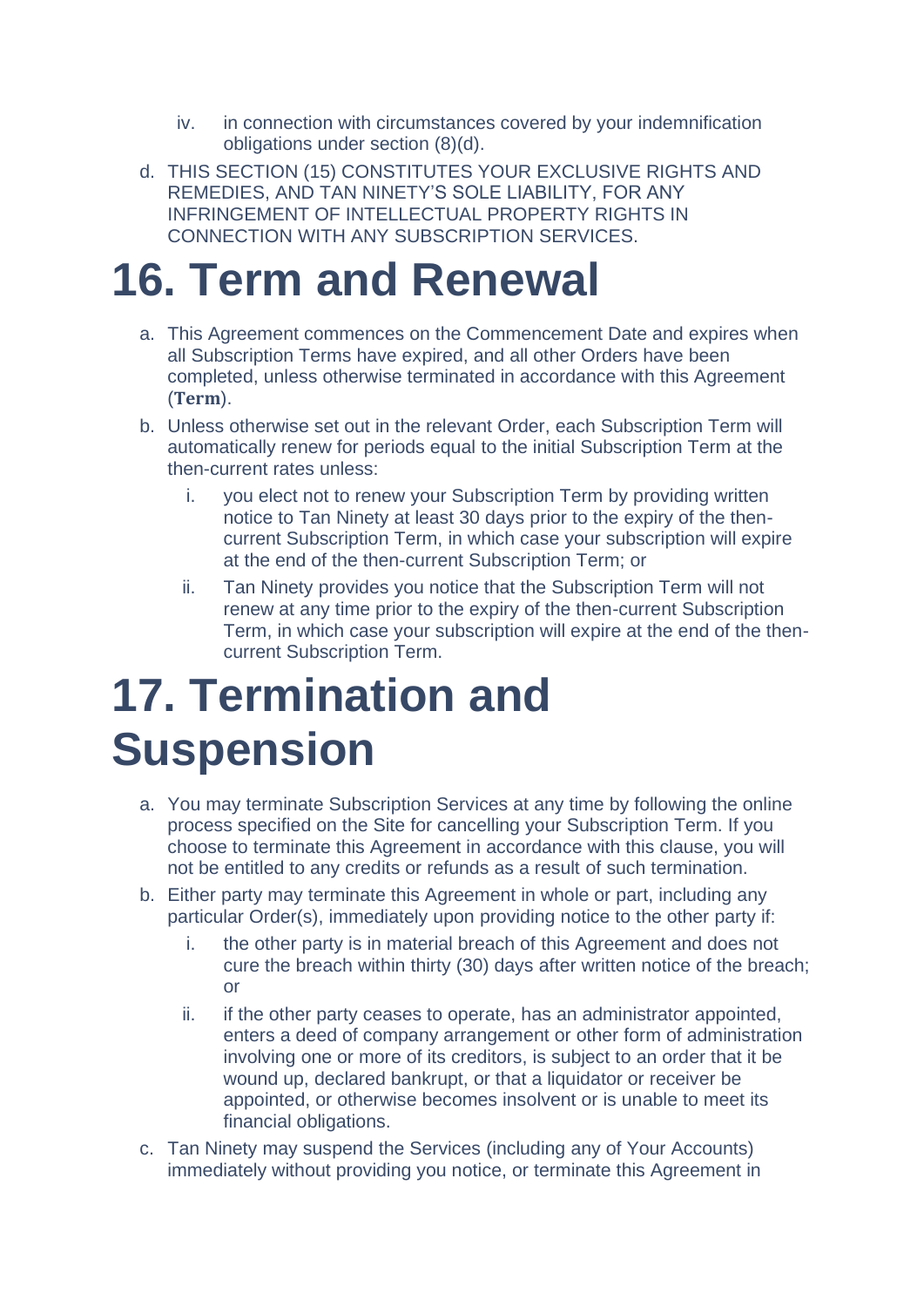iv. in connection with circumstances covered by your indemnification obligations under section (8)(d).

d. THIS SECTION (15) CONSTITUTES YOUR EXCLUSIVE RIGHTS AND REMEDIES, AND TAN NINETY'S SOLE LIABILITY, FOR ANY INFRINGEMENT OF INTELLECTUAL PROPERTY RIGHTS IN CONNECTION WITH ANY SUBSCRIPTION SERVICES.

# 16. Term and Renewal

a. This Agreement commences on the Commencement Date and expires when all Subscription Terms have expired, and all other Orders have been completed, unless otherwise terminated in accordance with this Agreement (**Term**).

b. Unless otherwise set out in the relevant Order, each Subscription Term will automatically renew for periods equal to the initial Subscription Term at the then-current rates unless:

   i. you elect not to renew your Subscription Term by providing written notice to Tan Ninety at least 30 days prior to the expiry of the then-current Subscription Term, in which case your subscription will expire at the end of the then-current Subscription Term; or

   ii. Tan Ninety provides you notice that the Subscription Term will not renew at any time prior to the expiry of the then-current Subscription Term, in which case your subscription will expire at the end of the then-current Subscription Term.

# 17. Termination and Suspension

a. You may terminate Subscription Services at any time by following the online process specified on the Site for cancelling your Subscription Term. If you choose to terminate this Agreement in accordance with this clause, you will not be entitled to any credits or refunds as a result of such termination.

b. Either party may terminate this Agreement in whole or part, including any particular Order(s), immediately upon providing notice to the other party if:

   i. the other party is in material breach of this Agreement and does not cure the breach within thirty (30) days after written notice of the breach; or

   ii. if the other party ceases to operate, has an administrator appointed, enters a deed of company arrangement or other form of administration involving one or more of its creditors, is subject to an order that it be wound up, declared bankrupt, or that a liquidator or receiver be appointed, or otherwise becomes insolvent or is unable to meet its financial obligations.

c. Tan Ninety may suspend the Services (including any of Your Accounts) immediately without providing you notice, or terminate this Agreement in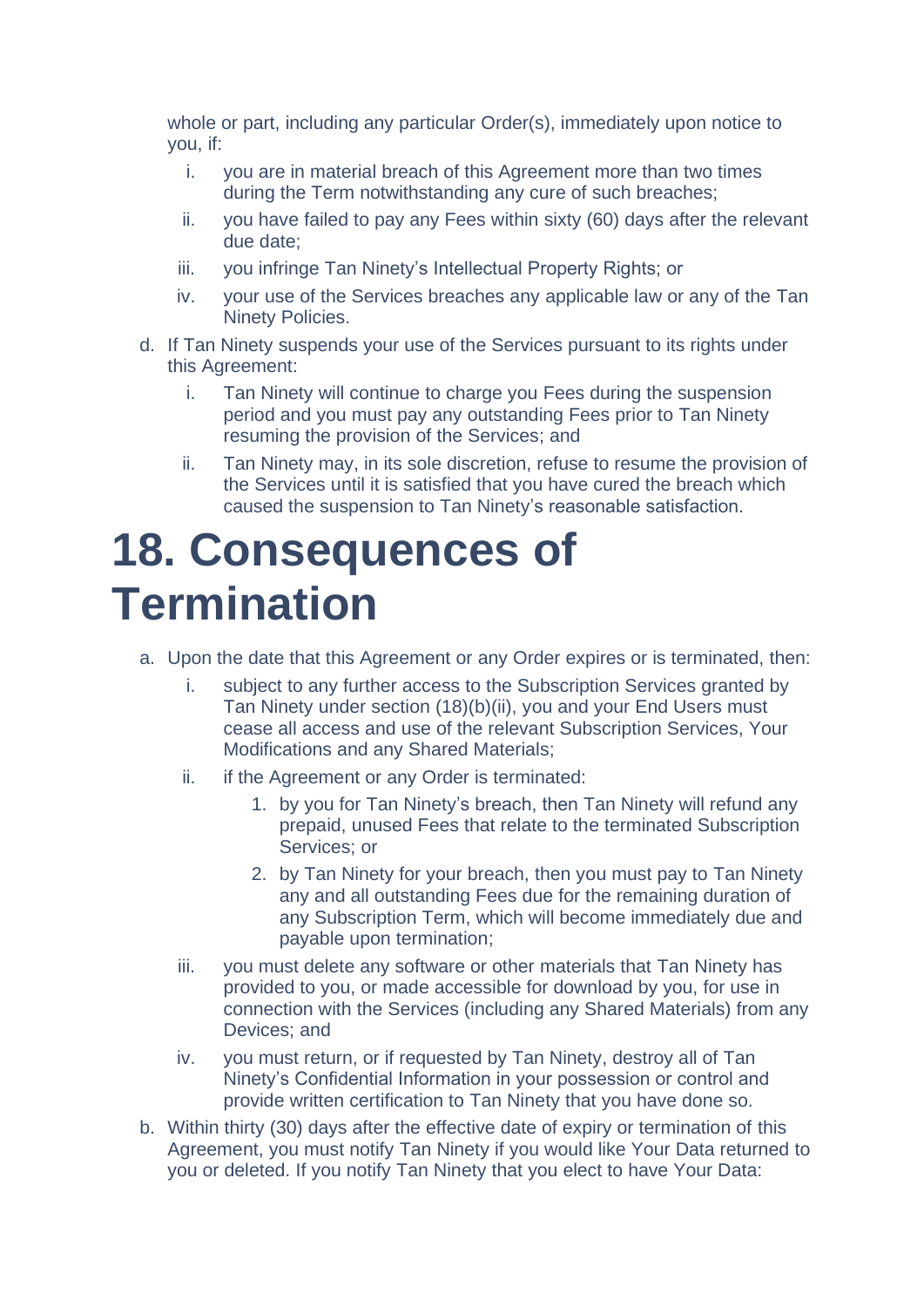whole or part, including any particular Order(s), immediately upon notice to you, if:

   i. you are in material breach of this Agreement more than two times during the Term notwithstanding any cure of such breaches;
   ii. you have failed to pay any Fees within sixty (60) days after the relevant due date;
   iii. you infringe Tan Ninety's Intellectual Property Rights; or
   iv. your use of the Services breaches any applicable law or any of the Tan Ninety Policies.

d. If Tan Ninety suspends your use of the Services pursuant to its rights under this Agreement:
   i. Tan Ninety will continue to charge you Fees during the suspension period and you must pay any outstanding Fees prior to Tan Ninety resuming the provision of the Services; and
   ii. Tan Ninety may, in its sole discretion, refuse to resume the provision of the Services until it is satisfied that you have cured the breach which caused the suspension to Tan Ninety's reasonable satisfaction.

# 18. Consequences of Termination

a. Upon the date that this Agreement or any Order expires or is terminated, then:
   i. subject to any further access to the Subscription Services granted by Tan Ninety under section (18)(b)(ii), you and your End Users must cease all access and use of the relevant Subscription Services, Your Modifications and any Shared Materials;
   ii. if the Agreement or any Order is terminated:
      1. by you for Tan Ninety's breach, then Tan Ninety will refund any prepaid, unused Fees that relate to the terminated Subscription Services; or
      2. by Tan Ninety for your breach, then you must pay to Tan Ninety any and all outstanding Fees due for the remaining duration of any Subscription Term, which will become immediately due and payable upon termination;
   iii. you must delete any software or other materials that Tan Ninety has provided to you, or made accessible for download by you, for use in connection with the Services (including any Shared Materials) from any Devices; and
   iv. you must return, or if requested by Tan Ninety, destroy all of Tan Ninety's Confidential Information in your possession or control and provide written certification to Tan Ninety that you have done so.

b. Within thirty (30) days after the effective date of expiry or termination of this Agreement, you must notify Tan Ninety if you would like Your Data returned to you or deleted. If you notify Tan Ninety that you elect to have Your Data: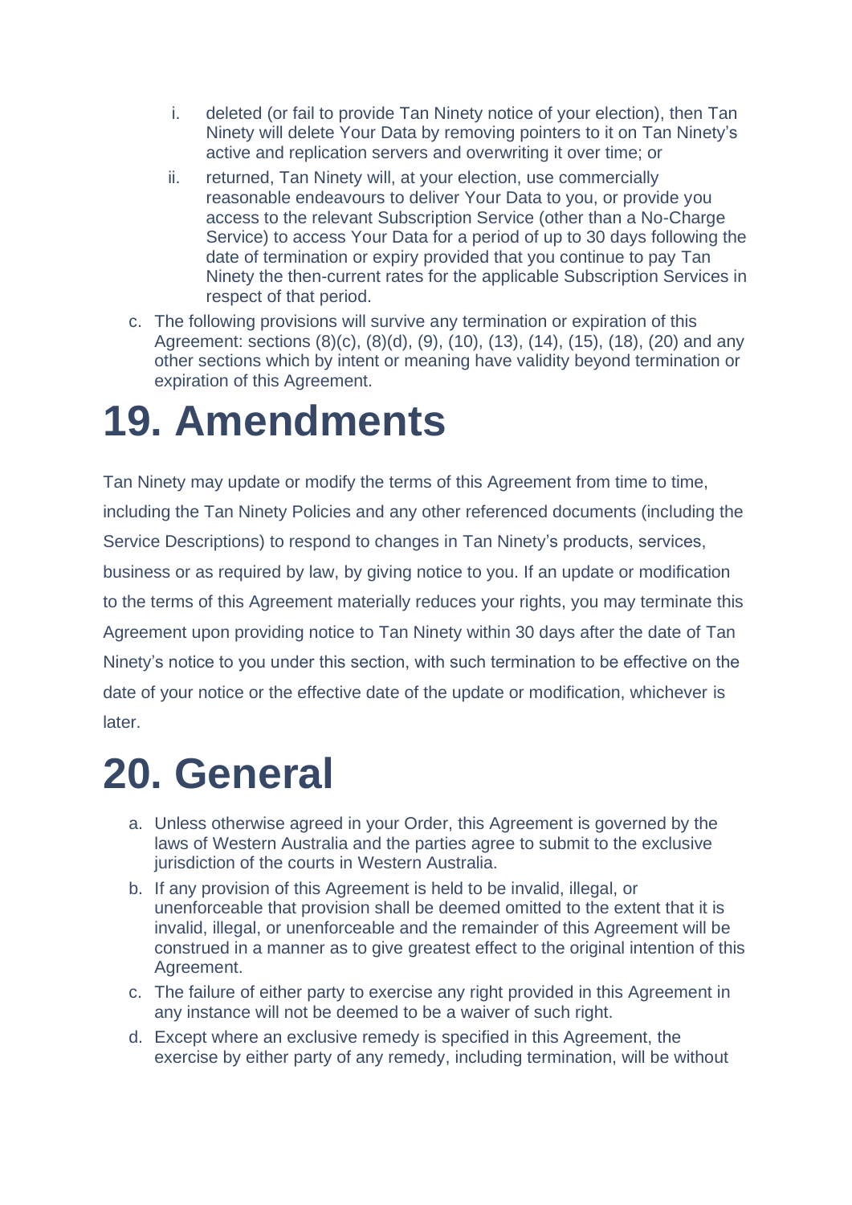i. deleted (or fail to provide Tan Ninety notice of your election), then Tan Ninety will delete Your Data by removing pointers to it on Tan Ninety's active and replication servers and overwriting it over time; or
ii. returned, Tan Ninety will, at your election, use commercially reasonable endeavours to deliver Your Data to you, or provide you access to the relevant Subscription Service (other than a No-Charge Service) to access Your Data for a period of up to 30 days following the date of termination or expiry provided that you continue to pay Tan Ninety the then-current rates for the applicable Subscription Services in respect of that period.

c. The following provisions will survive any termination or expiration of this Agreement: sections (8)(c), (8)(d), (9), (10), (13), (14), (15), (18), (20) and any other sections which by intent or meaning have validity beyond termination or expiration of this Agreement.

# 19. Amendments

Tan Ninety may update or modify the terms of this Agreement from time to time, including the Tan Ninety Policies and any other referenced documents (including the Service Descriptions) to respond to changes in Tan Ninety's products, services, business or as required by law, by giving notice to you. If an update or modification to the terms of this Agreement materially reduces your rights, you may terminate this Agreement upon providing notice to Tan Ninety within 30 days after the date of Tan Ninety's notice to you under this section, with such termination to be effective on the date of your notice or the effective date of the update or modification, whichever is later.

# 20. General

a. Unless otherwise agreed in your Order, this Agreement is governed by the laws of Western Australia and the parties agree to submit to the exclusive jurisdiction of the courts in Western Australia.
b. If any provision of this Agreement is held to be invalid, illegal, or unenforceable that provision shall be deemed omitted to the extent that it is invalid, illegal, or unenforceable and the remainder of this Agreement will be construed in a manner as to give greatest effect to the original intention of this Agreement.
c. The failure of either party to exercise any right provided in this Agreement in any instance will not be deemed to be a waiver of such right.
d. Except where an exclusive remedy is specified in this Agreement, the exercise by either party of any remedy, including termination, will be without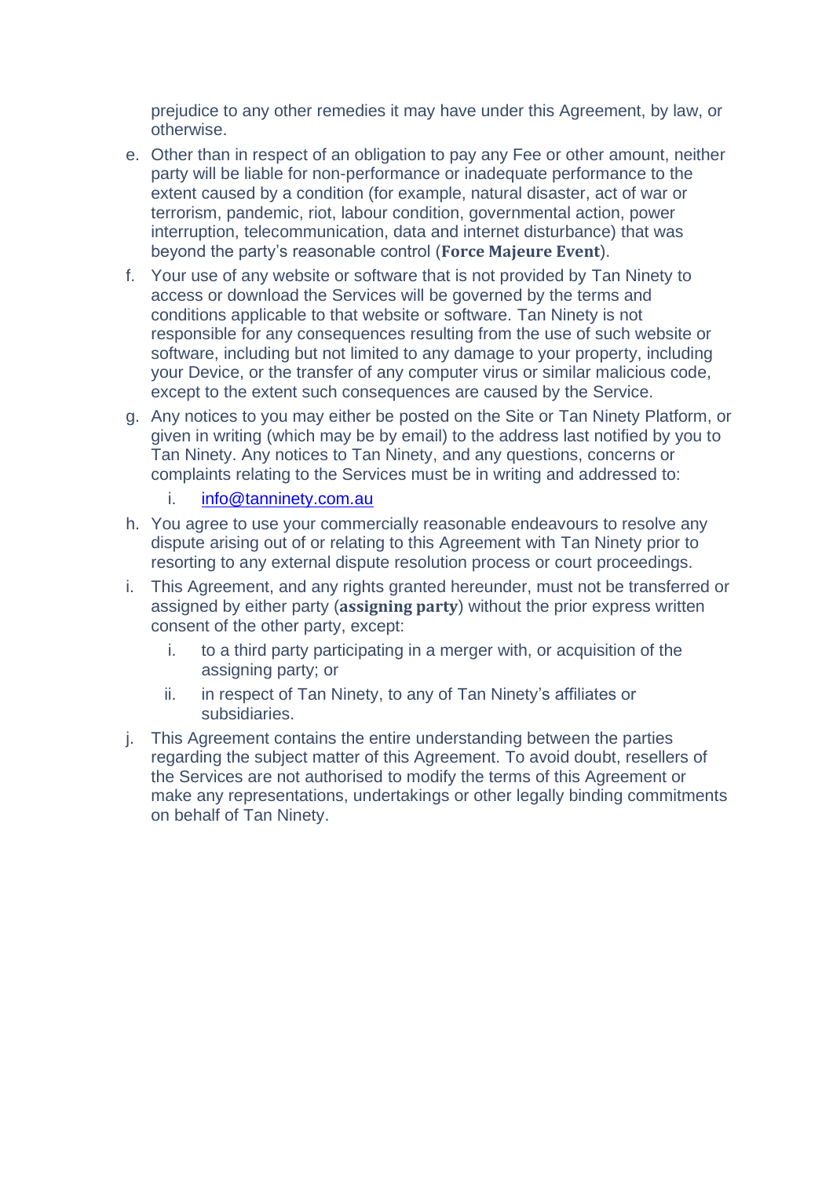prejudice to any other remedies it may have under this Agreement, by law, or otherwise.

e. Other than in respect of an obligation to pay any Fee or other amount, neither party will be liable for non-performance or inadequate performance to the extent caused by a condition (for example, natural disaster, act of war or terrorism, pandemic, riot, labour condition, governmental action, power interruption, telecommunication, data and internet disturbance) that was beyond the party's reasonable control (**Force Majeure Event**).

f. Your use of any website or software that is not provided by Tan Ninety to access or download the Services will be governed by the terms and conditions applicable to that website or software. Tan Ninety is not responsible for any consequences resulting from the use of such website or software, including but not limited to any damage to your property, including your Device, or the transfer of any computer virus or similar malicious code, except to the extent such consequences are caused by the Service.

g. Any notices to you may either be posted on the Site or Tan Ninety Platform, or given in writing (which may be by email) to the address last notified by you to Tan Ninety. Any notices to Tan Ninety, and any questions, concerns or complaints relating to the Services must be in writing and addressed to:

    i. info@tanninety.com.au

h. You agree to use your commercially reasonable endeavours to resolve any dispute arising out of or relating to this Agreement with Tan Ninety prior to resorting to any external dispute resolution process or court proceedings.

i. This Agreement, and any rights granted hereunder, must not be transferred or assigned by either party (**assigning party**) without the prior express written consent of the other party, except:

    i. to a third party participating in a merger with, or acquisition of the assigning party; or

    ii. in respect of Tan Ninety, to any of Tan Ninety's affiliates or subsidiaries.

j. This Agreement contains the entire understanding between the parties regarding the subject matter of this Agreement. To avoid doubt, resellers of the Services are not authorised to modify the terms of this Agreement or make any representations, undertakings or other legally binding commitments on behalf of Tan Ninety.